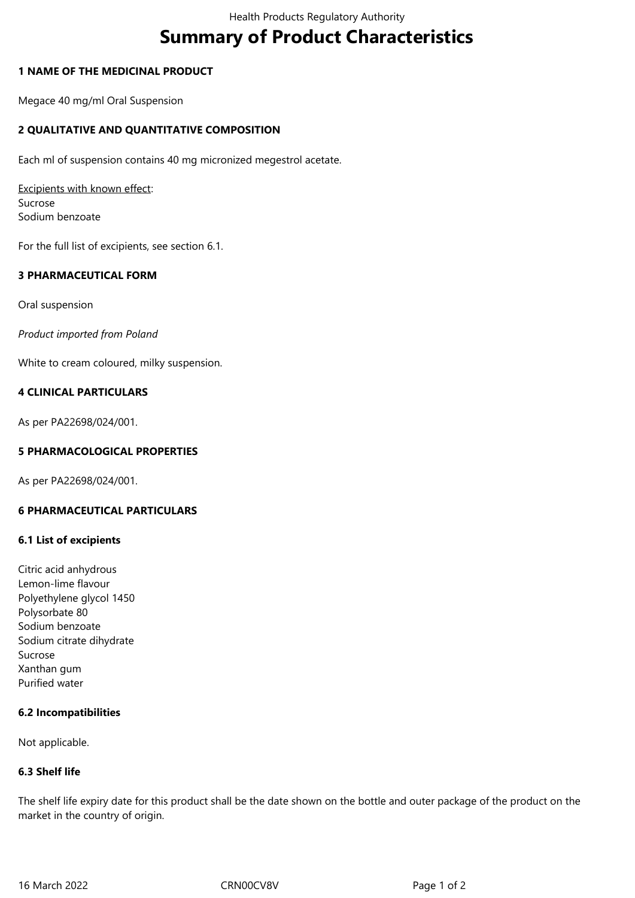# Summary of Product Characteristics

## 1 NAME OF THE MEDICINAL PRODUCT

Megace 40 mg/ml Oral Suspension

## 2 QUALITATIVE AND QUANTITATIVE COMPOSITION

Each ml of suspension contains 40 mg micronized megestrol acetate.

Excipients with known effect:
Sucrose
Sodium benzoate

For the full list of excipients, see section 6.1.

## 3 PHARMACEUTICAL FORM

Oral suspension

*Product imported from Poland*

White to cream coloured, milky suspension.

## 4 CLINICAL PARTICULARS

As per PA22698/024/001.

## 5 PHARMACOLOGICAL PROPERTIES

As per PA22698/024/001.

## 6 PHARMACEUTICAL PARTICULARS

### 6.1 List of excipients

Citric acid anhydrous
Lemon-lime flavour
Polyethylene glycol 1450
Polysorbate 80
Sodium benzoate
Sodium citrate dihydrate
Sucrose
Xanthan gum
Purified water

### 6.2 Incompatibilities

Not applicable.

### 6.3 Shelf life

The shelf life expiry date for this product shall be the date shown on the bottle and outer package of the product on the market in the country of origin.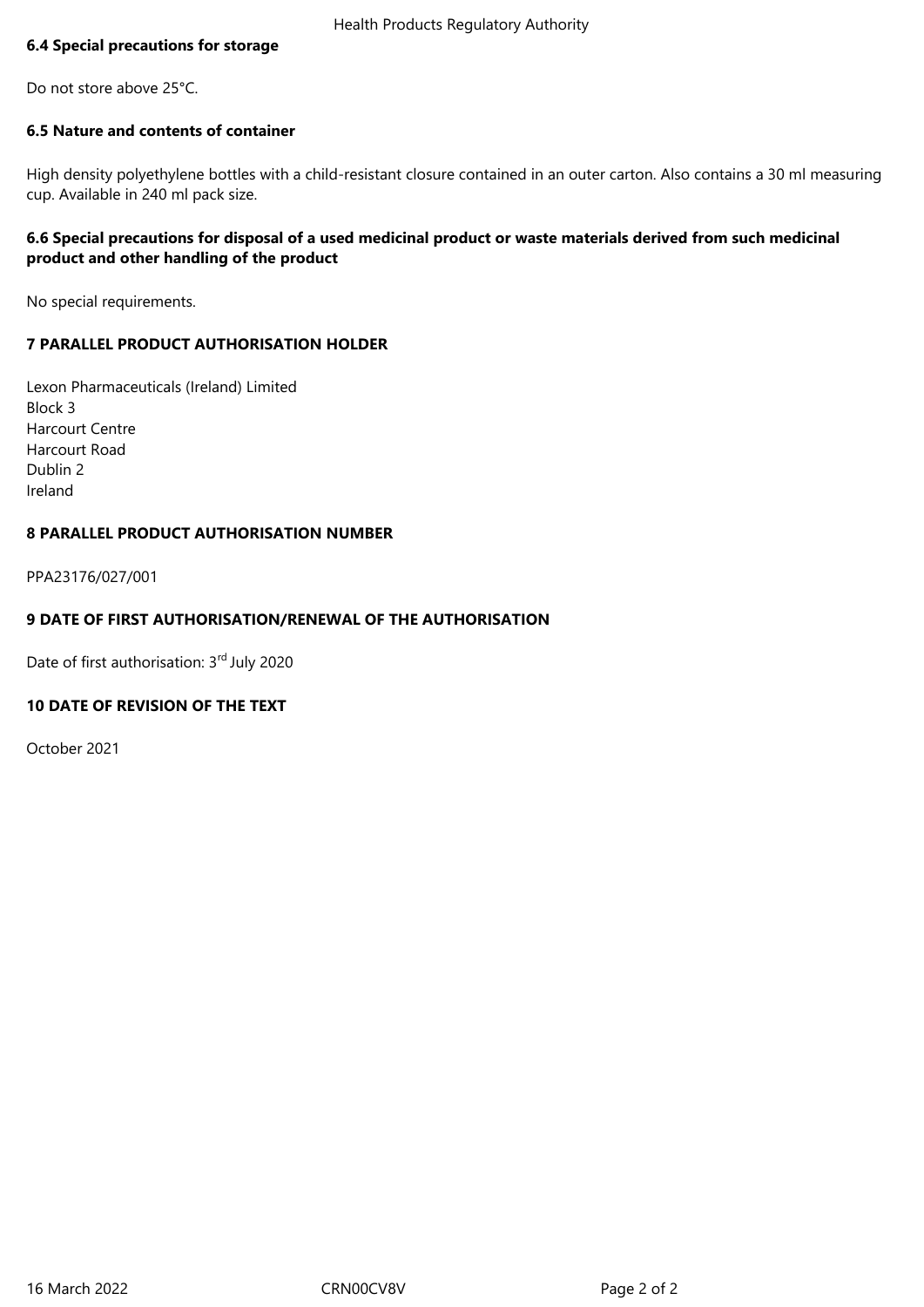### 6.4 Special precautions for storage

Do not store above 25°C.

### 6.5 Nature and contents of container

High density polyethylene bottles with a child-resistant closure contained in an outer carton. Also contains a 30 ml measuring cup. Available in 240 ml pack size.

### 6.6 Special precautions for disposal of a used medicinal product or waste materials derived from such medicinal product and other handling of the product

No special requirements.

## 7 PARALLEL PRODUCT AUTHORISATION HOLDER

Lexon Pharmaceuticals (Ireland) Limited
Block 3
Harcourt Centre
Harcourt Road
Dublin 2
Ireland

## 8 PARALLEL PRODUCT AUTHORISATION NUMBER

PPA23176/027/001

## 9 DATE OF FIRST AUTHORISATION/RENEWAL OF THE AUTHORISATION

Date of first authorisation: 3rd July 2020

## 10 DATE OF REVISION OF THE TEXT

October 2021